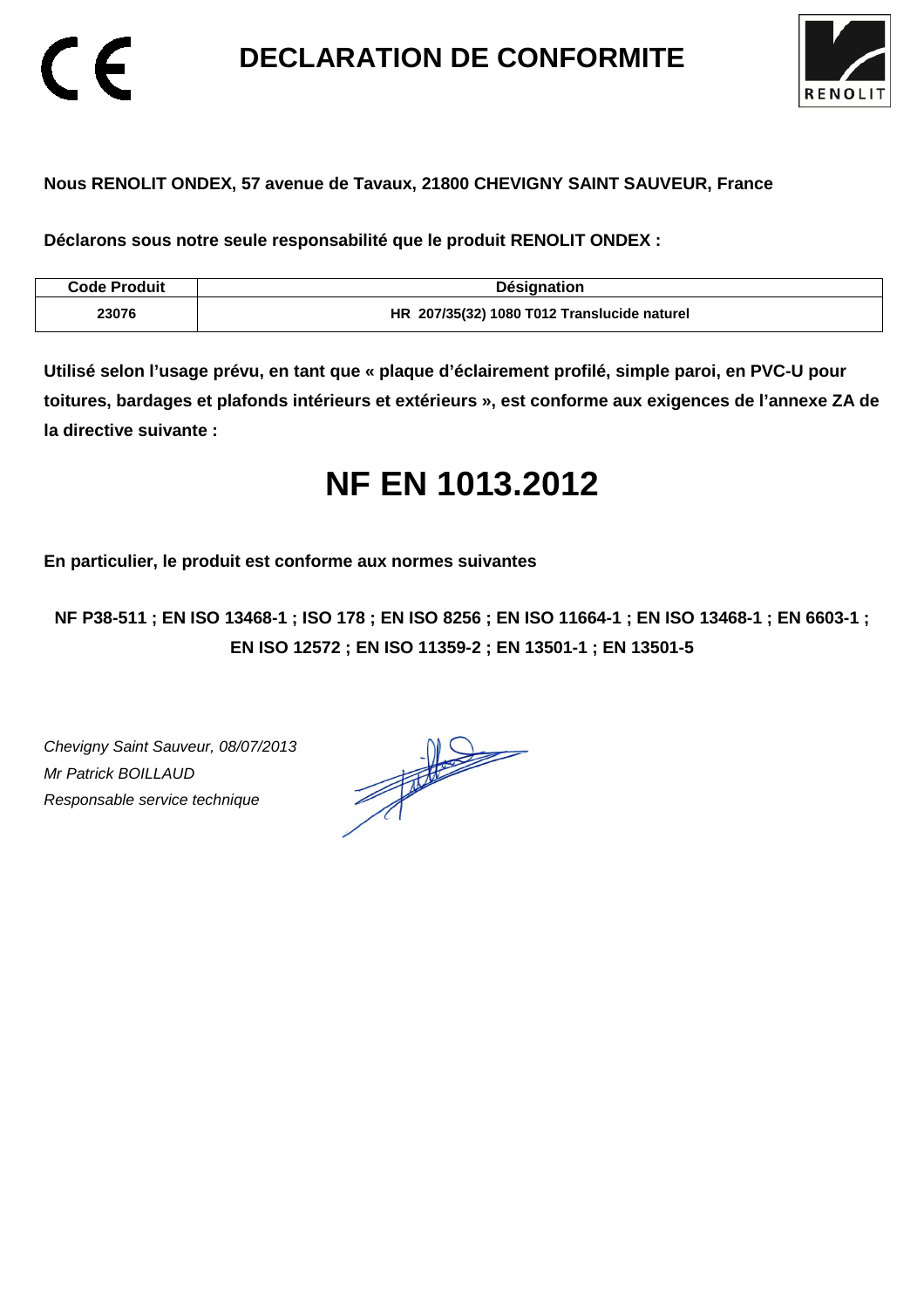CE

# DECLARATION DE CONFORMITE

RENOLIT

**Nous RENOLIT ONDEX, 57 avenue de Tavaux, 21800 CHEVIGNY SAINT SAUVEUR, France**

**Déclarons sous notre seule responsabilité que le produit RENOLIT ONDEX :**

| Code Produit | Désignation |
|---|---|
| 23076 | HR 207/35(32) 1080 T012 Translucide naturel |

**Utilisé selon l'usage prévu, en tant que « plaque d'éclairement profilé, simple paroi, en PVC-U pour toitures, bardages et plafonds intérieurs et extérieurs », est conforme aux exigences de l'annexe ZA de la directive suivante :**

# NF EN 1013.2012

**En particulier, le produit est conforme aux normes suivantes**

**NF P38-511 ; EN ISO 13468-1 ; ISO 178 ; EN ISO 8256 ; EN ISO 11664-1 ; EN ISO 13468-1 ; EN 6603-1 ; EN ISO 12572 ; EN ISO 11359-2 ; EN 13501-1 ; EN 13501-5**

*Chevigny Saint Sauveur, 08/07/2013*
*Mr Patrick BOILLAUD*
*Responsable service technique*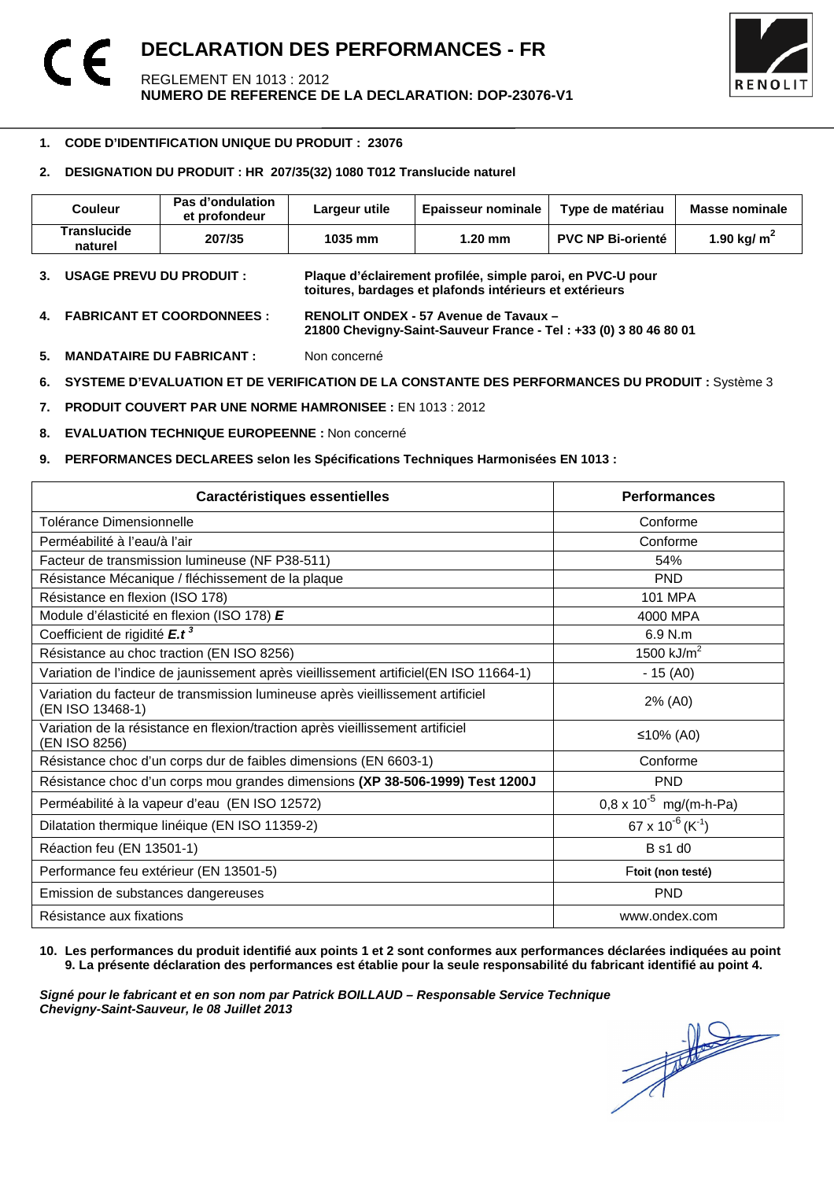# DECLARATION DES PERFORMANCES - FR

REGLEMENT EN 1013 : 2012

**NUMERO DE REFERENCE DE LA DECLARATION: DOP-23076-V1**

1. **CODE D'IDENTIFICATION UNIQUE DU PRODUIT : 23076**

2. **DESIGNATION DU PRODUIT : HR 207/35(32) 1080 T012 Translucide naturel**

| Couleur | Pas d'ondulation et profondeur | Largeur utile | Epaisseur nominale | Type de matériau | Masse nominale |
|---|---|---|---|---|---|
| **Translucide naturel** | **207/35** | **1035 mm** | **1.20 mm** | **PVC NP Bi-orienté** | **1.90 kg/ m²** |

3. **USAGE PREVU DU PRODUIT :** **Plaque d'éclairement profilée, simple paroi, en PVC-U pour toitures, bardages et plafonds intérieurs et extérieurs**

4. **FABRICANT ET COORDONNEES :** **RENOLIT ONDEX - 57 Avenue de Tavaux – 21800 Chevigny-Saint-Sauveur France - Tel : +33 (0) 3 80 46 80 01**

5. **MANDATAIRE DU FABRICANT :** Non concerné

6. **SYSTEME D'EVALUATION ET DE VERIFICATION DE LA CONSTANTE DES PERFORMANCES DU PRODUIT :** Système 3

7. **PRODUIT COUVERT PAR UNE NORME HAMRONISEE :** EN 1013 : 2012

8. **EVALUATION TECHNIQUE EUROPEENNE :** Non concerné

9. **PERFORMANCES DECLAREES selon les Spécifications Techniques Harmonisées EN 1013 :**

| Caractéristiques essentielles | Performances |
|---|---|
| Tolérance Dimensionnelle | Conforme |
| Perméabilité à l'eau/à l'air | Conforme |
| Facteur de transmission lumineuse (NF P38-511) | 54% |
| Résistance Mécanique / fléchissement de la plaque | PND |
| Résistance en flexion (ISO 178) | 101 MPA |
| Module d'élasticité en flexion (ISO 178) ***E*** | 4000 MPA |
| Coefficient de rigidité $E.t^3$ | 6.9 N.m |
| Résistance au choc traction (EN ISO 8256) | 1500 kJ/m² |
| Variation de l'indice de jaunissement après vieillissement artificiel(EN ISO 11664-1) | - 15 (A0) |
| Variation du facteur de transmission lumineuse après vieillissement artificiel (EN ISO 13468-1) | 2% (A0) |
| Variation de la résistance en flexion/traction après vieillissement artificiel (EN ISO 8256) | ≤10% (A0) |
| Résistance choc d'un corps dur de faibles dimensions (EN 6603-1) | Conforme |
| Résistance choc d'un corps mou grandes dimensions **(XP 38-506-1999) Test 1200J** | PND |
| Perméabilité à la vapeur d'eau (EN ISO 12572) | $0,8 \times 10^{-5}$ mg/(m-h-Pa) |
| Dilatation thermique linéique (EN ISO 11359-2) | $67 \times 10^{-6}$ ($K^{-1}$) |
| Réaction feu (EN 13501-1) | B s1 d0 |
| Performance feu extérieur (EN 13501-5) | Ftoit (non testé) |
| Emission de substances dangereuses | PND |
| Résistance aux fixations | www.ondex.com |

10. **Les performances du produit identifié aux points 1 et 2 sont conformes aux performances déclarées indiquées au point 9. La présente déclaration des performances est établie pour la seule responsabilité du fabricant identifié au point 4.**

***Signé pour le fabricant et en son nom par Patrick BOILLAUD – Responsable Service Technique***
***Chevigny-Saint-Sauveur, le 08 Juillet 2013***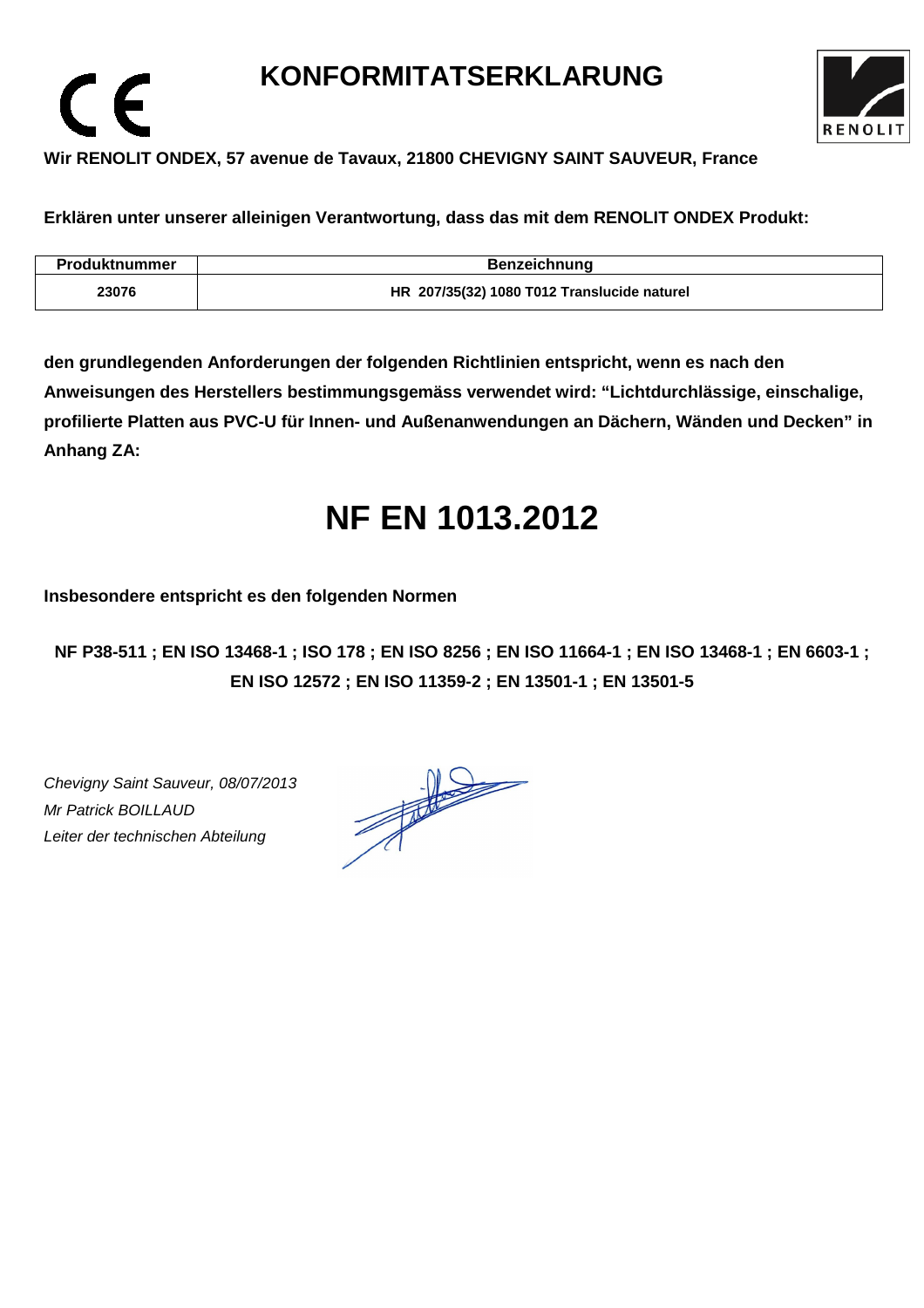# KONFORMITATSERKLARUNG

**Wir RENOLIT ONDEX, 57 avenue de Tavaux, 21800 CHEVIGNY SAINT SAUVEUR, France**

**Erklären unter unserer alleinigen Verantwortung, dass das mit dem RENOLIT ONDEX Produkt:**

| Produktnummer | Benzeichnung |
|---|---|
| 23076 | HR 207/35(32) 1080 T012 Translucide naturel |

**den grundlegenden Anforderungen der folgenden Richtlinien entspricht, wenn es nach den Anweisungen des Herstellers bestimmungsgemäss verwendet wird: "Lichtdurchlässige, einschalige, profilierte Platten aus PVC-U für Innen- und Außenanwendungen an Dächern, Wänden und Decken" in Anhang ZA:**

# NF EN 1013.2012

**Insbesondere entspricht es den folgenden Normen**

**NF P38-511 ; EN ISO 13468-1 ; ISO 178 ; EN ISO 8256 ; EN ISO 11664-1 ; EN ISO 13468-1 ; EN 6603-1 ; EN ISO 12572 ; EN ISO 11359-2 ; EN 13501-1 ; EN 13501-5**

*Chevigny Saint Sauveur, 08/07/2013*
*Mr Patrick BOILLAUD*
*Leiter der technischen Abteilung*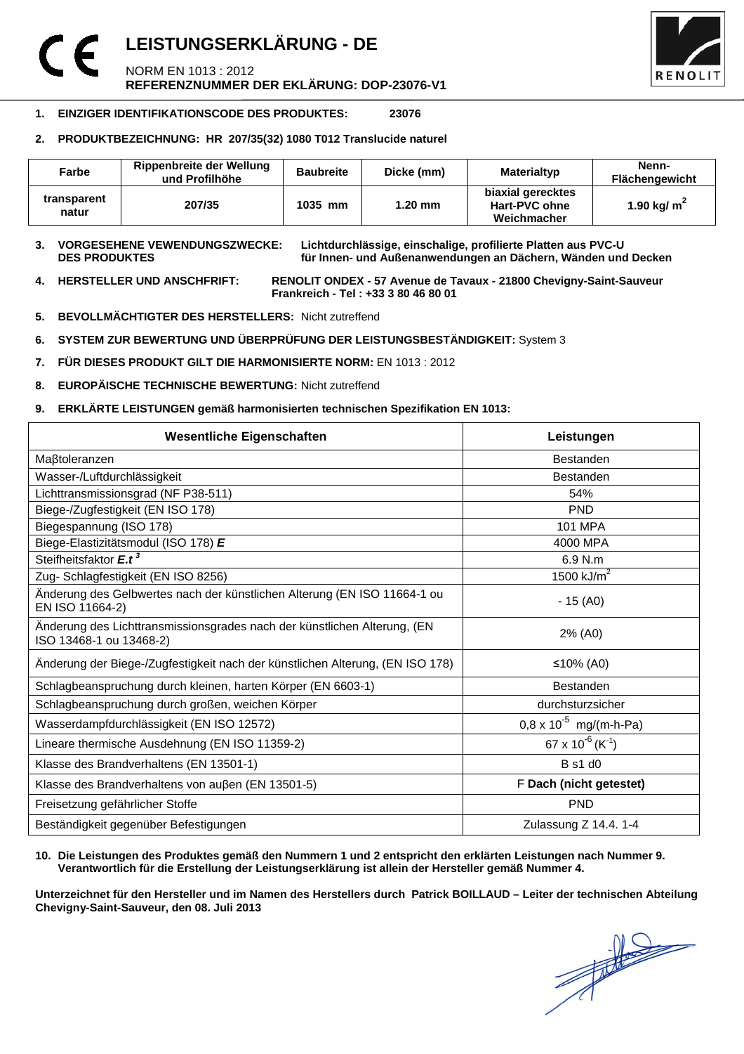# LEISTUNGSERKLÄRUNG - DE

NORM EN 1013 : 2012
**REFERENZNUMMER DER EKLÄRUNG: DOP-23076-V1**

1. **EINZIGER IDENTIFIKATIONSCODE DES PRODUKTES: 23076**

2. **PRODUKTBEZEICHNUNG: HR 207/35(32) 1080 T012 Translucide naturel**

| Farbe | Rippenbreite der Wellung und Profilhöhe | Baubreite | Dicke (mm) | Materialtyp | Nenn-Flächengewicht |
|---|---|---|---|---|---|
| **transparent natur** | **207/35** | **1035 mm** | **1.20 mm** | **biaxial gerecktes Hart-PVC ohne Weichmacher** | **1.90 kg/ $m^2$** |

3. **VORGESEHENE VEWENDUNGSZWECKE: DES PRODUKTES** **Lichtdurchlässige, einschalige, profilierte Platten aus PVC-U für Innen- und Außenanwendungen an Dächern, Wänden und Decken**

4. **HERSTELLER UND ANSCHFRIFT: RENOLIT ONDEX - 57 Avenue de Tavaux - 21800 Chevigny-Saint-Sauveur Frankreich - Tel : +33 3 80 46 80 01**

5. **BEVOLLMÄCHTIGTER DES HERSTELLERS:** Nicht zutreffend

6. **SYSTEM ZUR BEWERTUNG UND ÜBERPRÜFUNG DER LEISTUNGSBESTÄNDIGKEIT:** System 3

7. **FÜR DIESES PRODUKT GILT DIE HARMONISIERTE NORM:** EN 1013 : 2012

8. **EUROPÄISCHE TECHNISCHE BEWERTUNG:** Nicht zutreffend

9. **ERKLÄRTE LEISTUNGEN gemäß harmonisierten technischen Spezifikation EN 1013:**

| Wesentliche Eigenschaften | Leistungen |
|---|---|
| Maβtoleranzen | Bestanden |
| Wasser-/Luftdurchlässigkeit | Bestanden |
| Lichttransmissionsgrad (NF P38-511) | 54% |
| Biege-/Zugfestigkeit (EN ISO 178) | PND |
| Biegespannung (ISO 178) | 101 MPA |
| Biege-Elastizitätsmodul (ISO 178) ***E*** | 4000 MPA |
| Steifheitsfaktor $E.t^3$ | 6.9 N.m |
| Zug- Schlagfestigkeit (EN ISO 8256) | 1500 kJ/$m^2$ |
| Änderung des Gelbwertes nach der künstlichen Alterung (EN ISO 11664-1 ou EN ISO 11664-2) | - 15 (A0) |
| Änderung des Lichttransmissionsgrades nach der künstlichen Alterung, (EN ISO 13468-1 ou 13468-2) | 2% (A0) |
| Änderung der Biege-/Zugfestigkeit nach der künstlichen Alterung, (EN ISO 178) | ≤10% (A0) |
| Schlagbeanspruchung durch kleinen, harten Körper (EN 6603-1) | Bestanden |
| Schlagbeanspruchung durch großen, weichen Körper | durchsturzsicher |
| Wasserdampfdurchlässigkeit (EN ISO 12572) | $0,8 \times 10^{-5}$ mg/(m-h-Pa) |
| Lineare thermische Ausdehnung (EN ISO 11359-2) | $67 \times 10^{-6}$ ($K^{-1}$) |
| Klasse des Brandverhaltens (EN 13501-1) | B s1 d0 |
| Klasse des Brandverhaltens von auβen (EN 13501-5) | F **Dach (nicht getestet)** |
| Freisetzung gefährlicher Stoffe | PND |
| Beständigkeit gegenüber Befestigungen | Zulassung Z 14.4. 1-4 |

10. **Die Leistungen des Produktes gemäß den Nummern 1 und 2 entspricht den erklärten Leistungen nach Nummer 9. Verantwortlich für die Erstellung der Leistungserklärung ist allein der Hersteller gemäß Nummer 4.**

**Unterzeichnet für den Hersteller und im Namen des Herstellers durch Patrick BOILLAUD – Leiter der technischen Abteilung Chevigny-Saint-Sauveur, den 08. Juli 2013**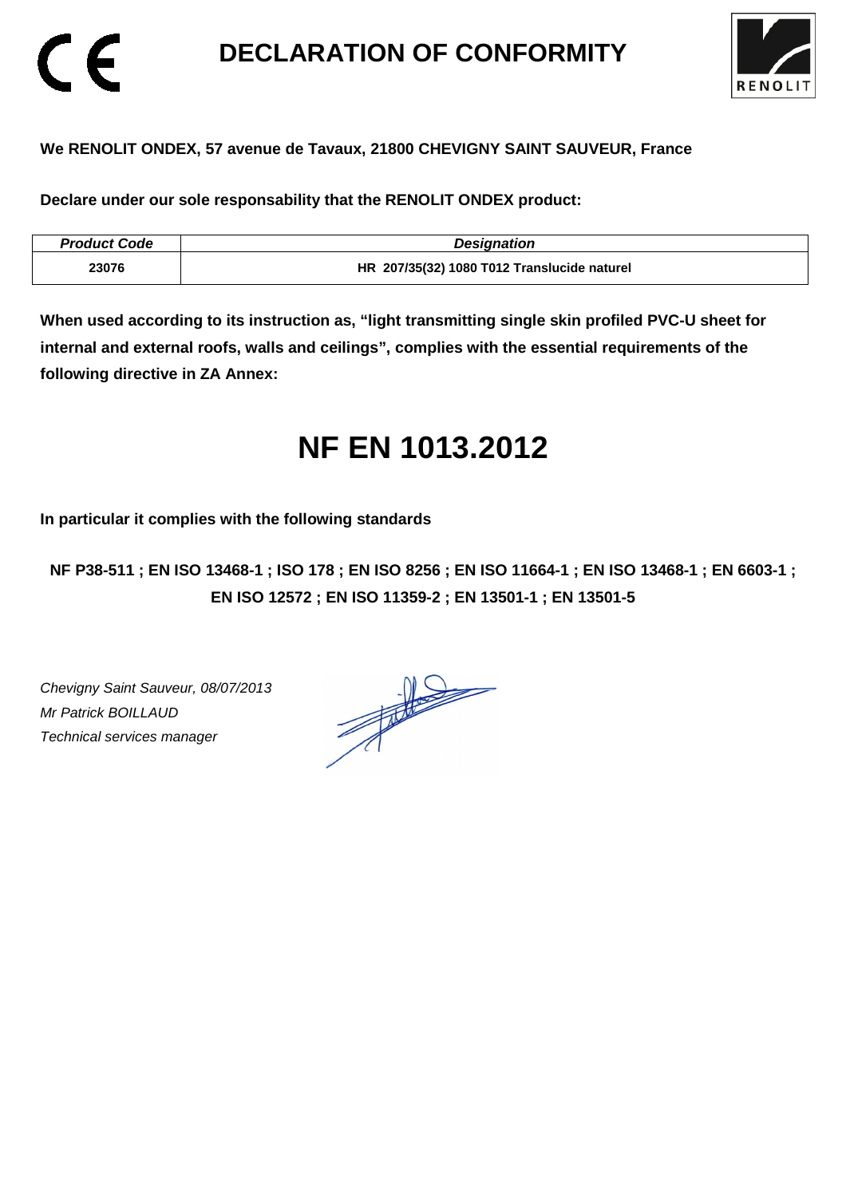# DECLARATION OF CONFORMITY

**We RENOLIT ONDEX, 57 avenue de Tavaux, 21800 CHEVIGNY SAINT SAUVEUR, France**

**Declare under our sole responsability that the RENOLIT ONDEX product:**

| *Product Code* | *Designation* |
|---|---|
| **23076** | **HR 207/35(32) 1080 T012 Translucide naturel** |

**When used according to its instruction as, "light transmitting single skin profiled PVC-U sheet for internal and external roofs, walls and ceilings", complies with the essential requirements of the following directive in ZA Annex:**

# NF EN 1013.2012

**In particular it complies with the following standards**

**NF P38-511 ; EN ISO 13468-1 ; ISO 178 ; EN ISO 8256 ; EN ISO 11664-1 ; EN ISO 13468-1 ; EN 6603-1 ; EN ISO 12572 ; EN ISO 11359-2 ; EN 13501-1 ; EN 13501-5**

*Chevigny Saint Sauveur, 08/07/2013*
*Mr Patrick BOILLAUD*
*Technical services manager*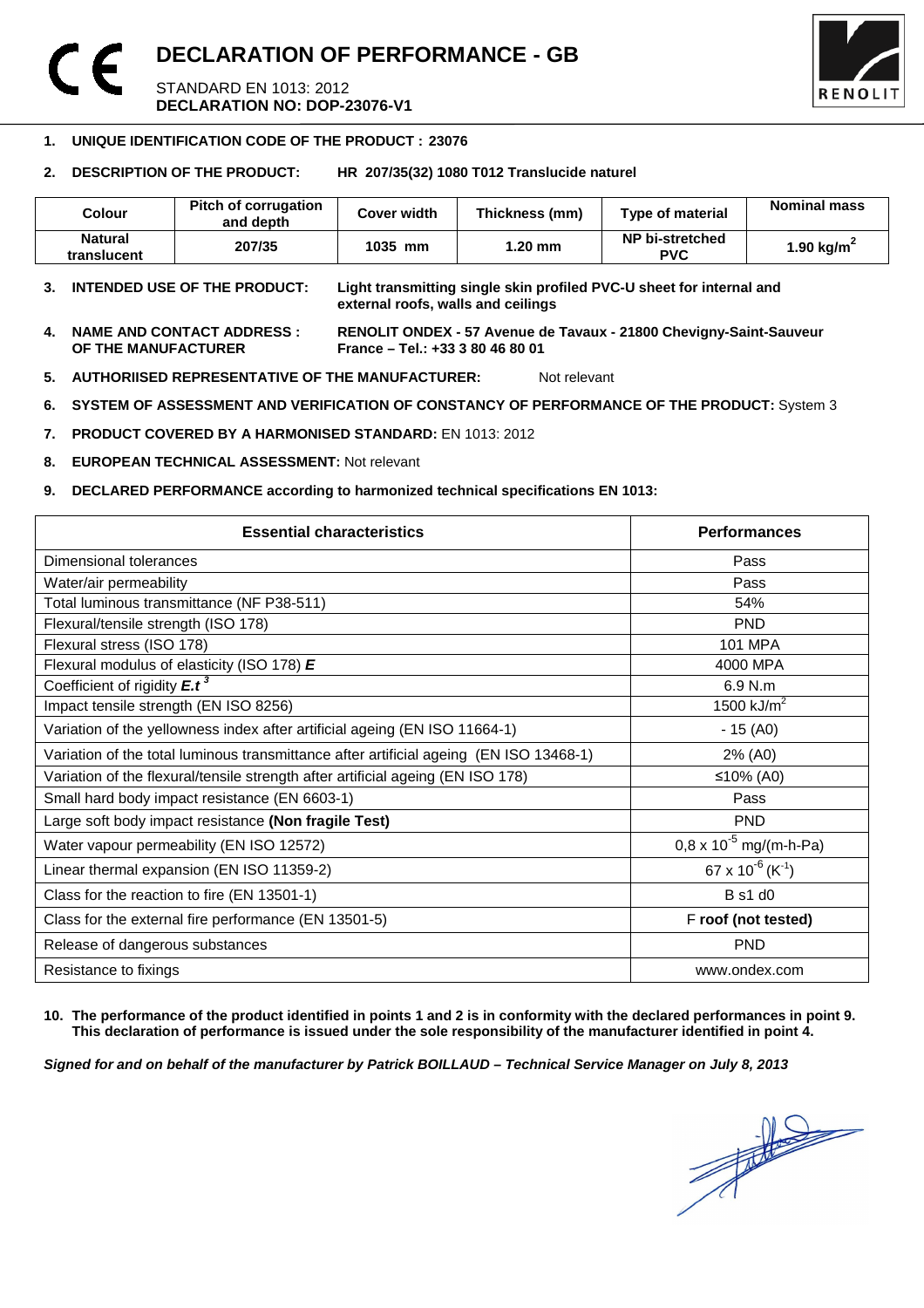# DECLARATION OF PERFORMANCE - GB

STANDARD EN 1013: 2012
**DECLARATION NO: DOP-23076-V1**

**1. UNIQUE IDENTIFICATION CODE OF THE PRODUCT : 23076**

**2. DESCRIPTION OF THE PRODUCT: HR 207/35(32) 1080 T012 Translucide naturel**

| Colour | Pitch of corrugation and depth | Cover width | Thickness (mm) | Type of material | Nominal mass |
|---|---|---|---|---|---|
| **Natural translucent** | **207/35** | **1035 mm** | **1.20 mm** | **NP bi-stretched PVC** | **1.90 kg/m²** |

**3. INTENDED USE OF THE PRODUCT:** **Light transmitting single skin profiled PVC-U sheet for internal and external roofs, walls and ceilings**

**4. NAME AND CONTACT ADDRESS : OF THE MANUFACTURER** **RENOLIT ONDEX - 57 Avenue de Tavaux - 21800 Chevigny-Saint-Sauveur France – Tel.: +33 3 80 46 80 01**

**5. AUTHORIISED REPRESENTATIVE OF THE MANUFACTURER:** Not relevant

**6. SYSTEM OF ASSESSMENT AND VERIFICATION OF CONSTANCY OF PERFORMANCE OF THE PRODUCT:** System 3

**7. PRODUCT COVERED BY A HARMONISED STANDARD:** EN 1013: 2012

**8. EUROPEAN TECHNICAL ASSESSMENT:** Not relevant

**9. DECLARED PERFORMANCE according to harmonized technical specifications EN 1013:**

| Essential characteristics | Performances |
|---|---|
| Dimensional tolerances | Pass |
| Water/air permeability | Pass |
| Total luminous transmittance (NF P38-511) | 54% |
| Flexural/tensile strength (ISO 178) | PND |
| Flexural stress (ISO 178) | 101 MPA |
| Flexural modulus of elasticity (ISO 178) ***E*** | 4000 MPA |
| Coefficient of rigidity $E.t^3$ | 6.9 N.m |
| Impact tensile strength (EN ISO 8256) | 1500 kJ/m² |
| Variation of the yellowness index after artificial ageing (EN ISO 11664-1) | - 15 (A0) |
| Variation of the total luminous transmittance after artificial ageing (EN ISO 13468-1) | 2% (A0) |
| Variation of the flexural/tensile strength after artificial ageing (EN ISO 178) | ≤10% (A0) |
| Small hard body impact resistance (EN 6603-1) | Pass |
| Large soft body impact resistance **(Non fragile Test)** | PND |
| Water vapour permeability (EN ISO 12572) | $0,8 \times 10^{-5}$ mg/(m-h-Pa) |
| Linear thermal expansion (EN ISO 11359-2) | $67 \times 10^{-6}$ ($K^{-1}$) |
| Class for the reaction to fire (EN 13501-1) | B s1 d0 |
| Class for the external fire performance (EN 13501-5) | F **roof (not tested)** |
| Release of dangerous substances | PND |
| Resistance to fixings | www.ondex.com |

**10. The performance of the product identified in points 1 and 2 is in conformity with the declared performances in point 9. This declaration of performance is issued under the sole responsibility of the manufacturer identified in point 4.**

***Signed for and on behalf of the manufacturer by Patrick BOILLAUD – Technical Service Manager on July 8, 2013***